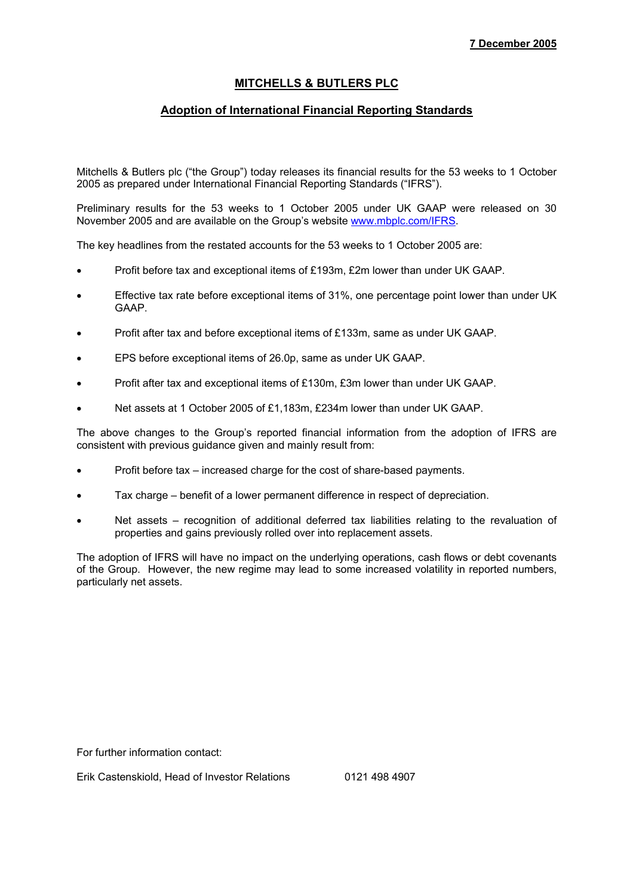**7 December 2005**

# MITCHELLS & BUTLERS PLC

## Adoption of International Financial Reporting Standards

Mitchells & Butlers plc ("the Group") today releases its financial results for the 53 weeks to 1 October 2005 as prepared under International Financial Reporting Standards ("IFRS").

Preliminary results for the 53 weeks to 1 October 2005 under UK GAAP were released on 30 November 2005 and are available on the Group's website www.mbplc.com/IFRS.

The key headlines from the restated accounts for the 53 weeks to 1 October 2005 are:

- Profit before tax and exceptional items of £193m, £2m lower than under UK GAAP.
- Effective tax rate before exceptional items of 31%, one percentage point lower than under UK GAAP.
- Profit after tax and before exceptional items of £133m, same as under UK GAAP.
- EPS before exceptional items of 26.0p, same as under UK GAAP.
- Profit after tax and exceptional items of £130m, £3m lower than under UK GAAP.
- Net assets at 1 October 2005 of £1,183m, £234m lower than under UK GAAP.

The above changes to the Group's reported financial information from the adoption of IFRS are consistent with previous guidance given and mainly result from:

- Profit before tax – increased charge for the cost of share-based payments.
- Tax charge – benefit of a lower permanent difference in respect of depreciation.
- Net assets – recognition of additional deferred tax liabilities relating to the revaluation of properties and gains previously rolled over into replacement assets.

The adoption of IFRS will have no impact on the underlying operations, cash flows or debt covenants of the Group. However, the new regime may lead to some increased volatility in reported numbers, particularly net assets.

For further information contact:

Erik Castenskiold, Head of Investor Relations 0121 498 4907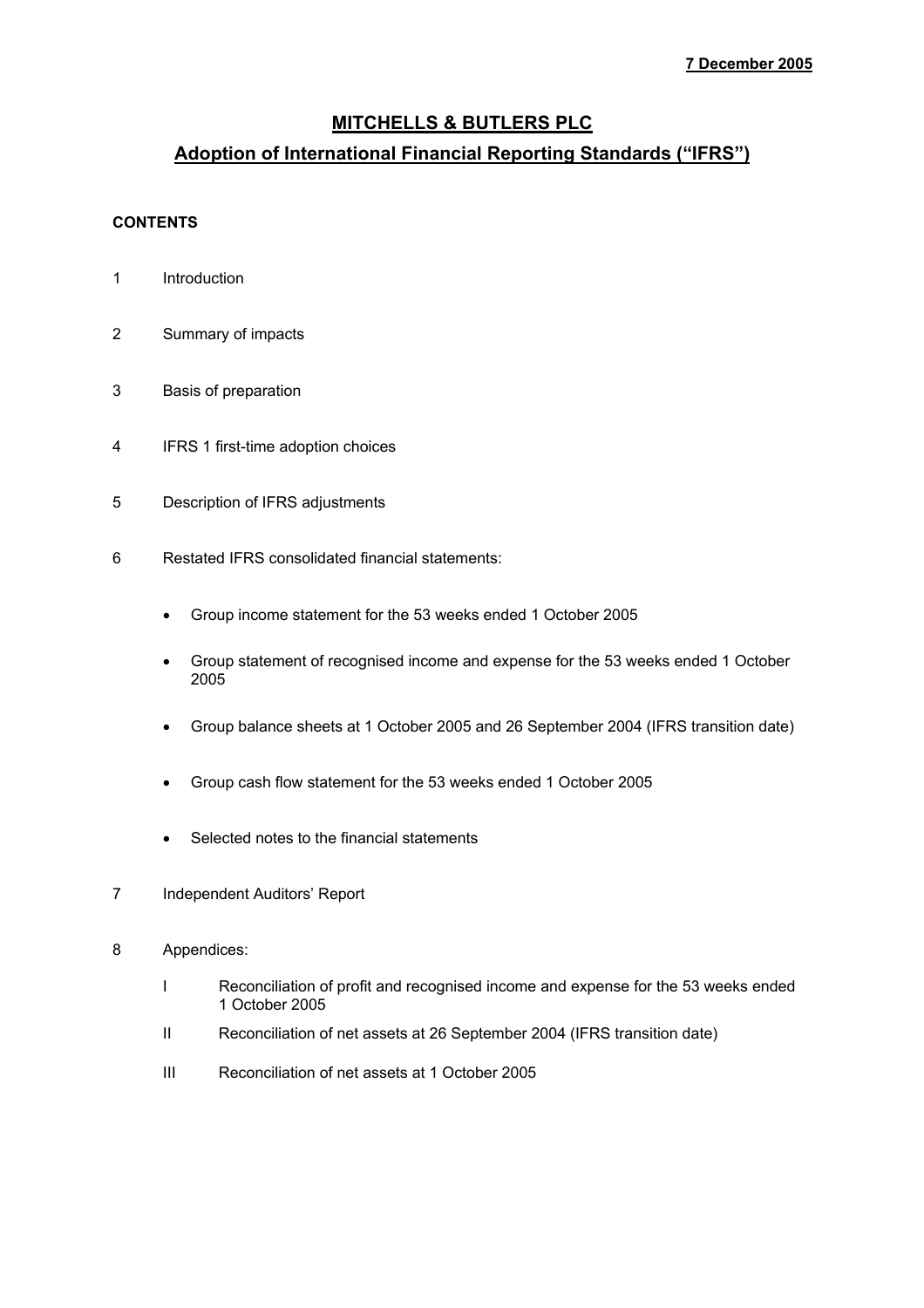**7 December 2005**

# MITCHELLS & BUTLERS PLC

## Adoption of International Financial Reporting Standards ("IFRS")

**CONTENTS**

1 Introduction

2 Summary of impacts

3 Basis of preparation

4 IFRS 1 first-time adoption choices

5 Description of IFRS adjustments

6 Restated IFRS consolidated financial statements:

- Group income statement for the 53 weeks ended 1 October 2005
- Group statement of recognised income and expense for the 53 weeks ended 1 October 2005
- Group balance sheets at 1 October 2005 and 26 September 2004 (IFRS transition date)
- Group cash flow statement for the 53 weeks ended 1 October 2005
- Selected notes to the financial statements

7 Independent Auditors' Report

8 Appendices:

I Reconciliation of profit and recognised income and expense for the 53 weeks ended 1 October 2005

II Reconciliation of net assets at 26 September 2004 (IFRS transition date)

III Reconciliation of net assets at 1 October 2005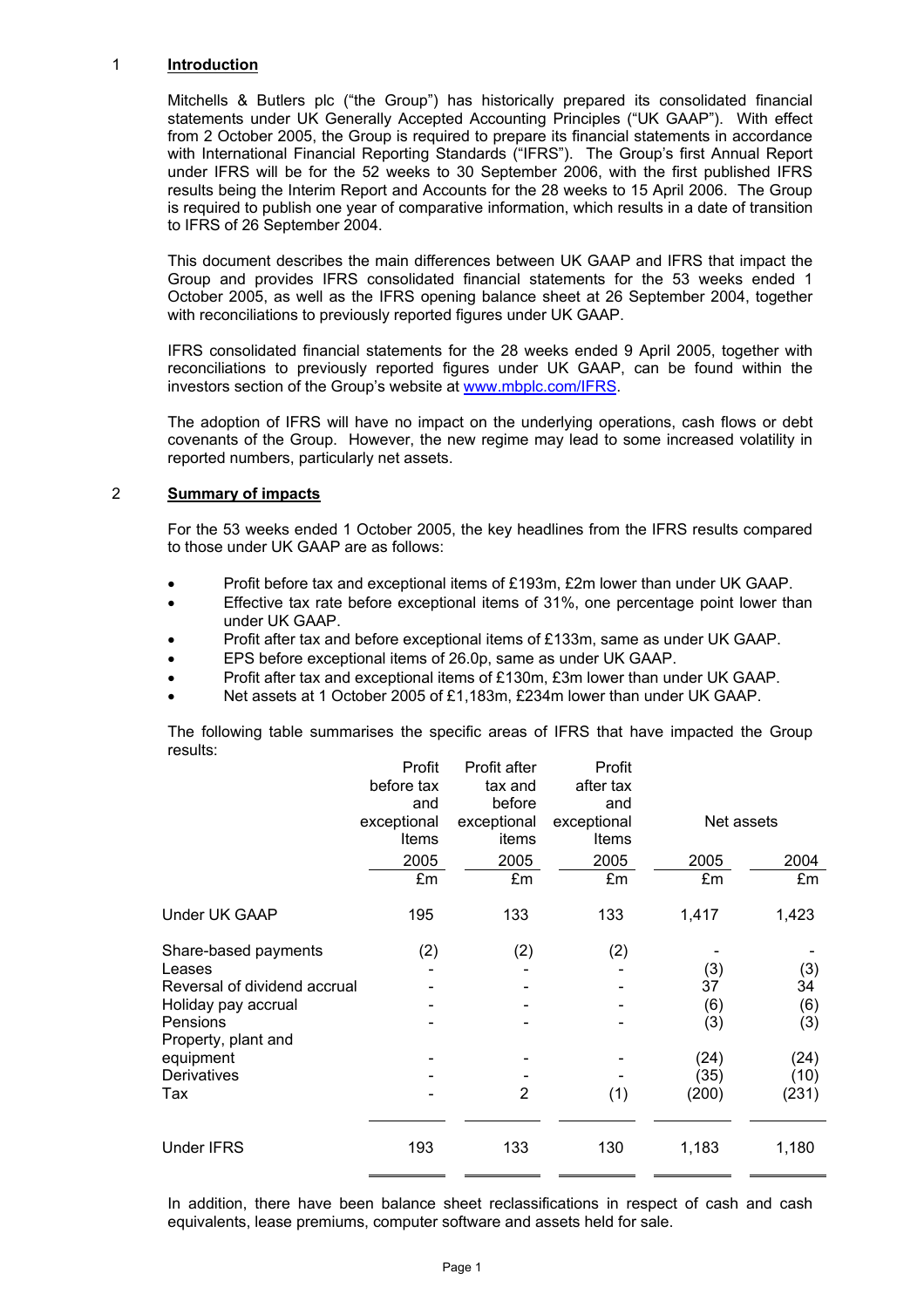## 1 Introduction

Mitchells & Butlers plc ("the Group") has historically prepared its consolidated financial statements under UK Generally Accepted Accounting Principles ("UK GAAP"). With effect from 2 October 2005, the Group is required to prepare its financial statements in accordance with International Financial Reporting Standards ("IFRS"). The Group's first Annual Report under IFRS will be for the 52 weeks to 30 September 2006, with the first published IFRS results being the Interim Report and Accounts for the 28 weeks to 15 April 2006. The Group is required to publish one year of comparative information, which results in a date of transition to IFRS of 26 September 2004.

This document describes the main differences between UK GAAP and IFRS that impact the Group and provides IFRS consolidated financial statements for the 53 weeks ended 1 October 2005, as well as the IFRS opening balance sheet at 26 September 2004, together with reconciliations to previously reported figures under UK GAAP.

IFRS consolidated financial statements for the 28 weeks ended 9 April 2005, together with reconciliations to previously reported figures under UK GAAP, can be found within the investors section of the Group's website at www.mbplc.com/IFRS.

The adoption of IFRS will have no impact on the underlying operations, cash flows or debt covenants of the Group. However, the new regime may lead to some increased volatility in reported numbers, particularly net assets.

## 2 Summary of impacts

For the 53 weeks ended 1 October 2005, the key headlines from the IFRS results compared to those under UK GAAP are as follows:

- Profit before tax and exceptional items of £193m, £2m lower than under UK GAAP.
- Effective tax rate before exceptional items of 31%, one percentage point lower than under UK GAAP.
- Profit after tax and before exceptional items of £133m, same as under UK GAAP.
- EPS before exceptional items of 26.0p, same as under UK GAAP.
- Profit after tax and exceptional items of £130m, £3m lower than under UK GAAP.
- Net assets at 1 October 2005 of £1,183m, £234m lower than under UK GAAP.

The following table summarises the specific areas of IFRS that have impacted the Group results:

| | Profit before tax and exceptional Items | Profit after tax and before exceptional items | Profit after tax and exceptional Items | Net assets | |
|---|---|---|---|---|---|
| | 2005 | 2005 | 2005 | 2005 | 2004 |
| | £m | £m | £m | £m | £m |
| Under UK GAAP | 195 | 133 | 133 | 1,417 | 1,423 |
| Share-based payments | (2) | (2) | (2) | - | - |
| Leases | - | - | - | (3) | (3) |
| Reversal of dividend accrual | - | - | - | 37 | 34 |
| Holiday pay accrual | - | - | - | (6) | (6) |
| Pensions | - | - | - | (3) | (3) |
| Property, plant and equipment | - | - | - | (24) | (24) |
| Derivatives | - | - | - | (35) | (10) |
| Tax | - | 2 | (1) | (200) | (231) |
| Under IFRS | 193 | 133 | 130 | 1,183 | 1,180 |

In addition, there have been balance sheet reclassifications in respect of cash and cash equivalents, lease premiums, computer software and assets held for sale.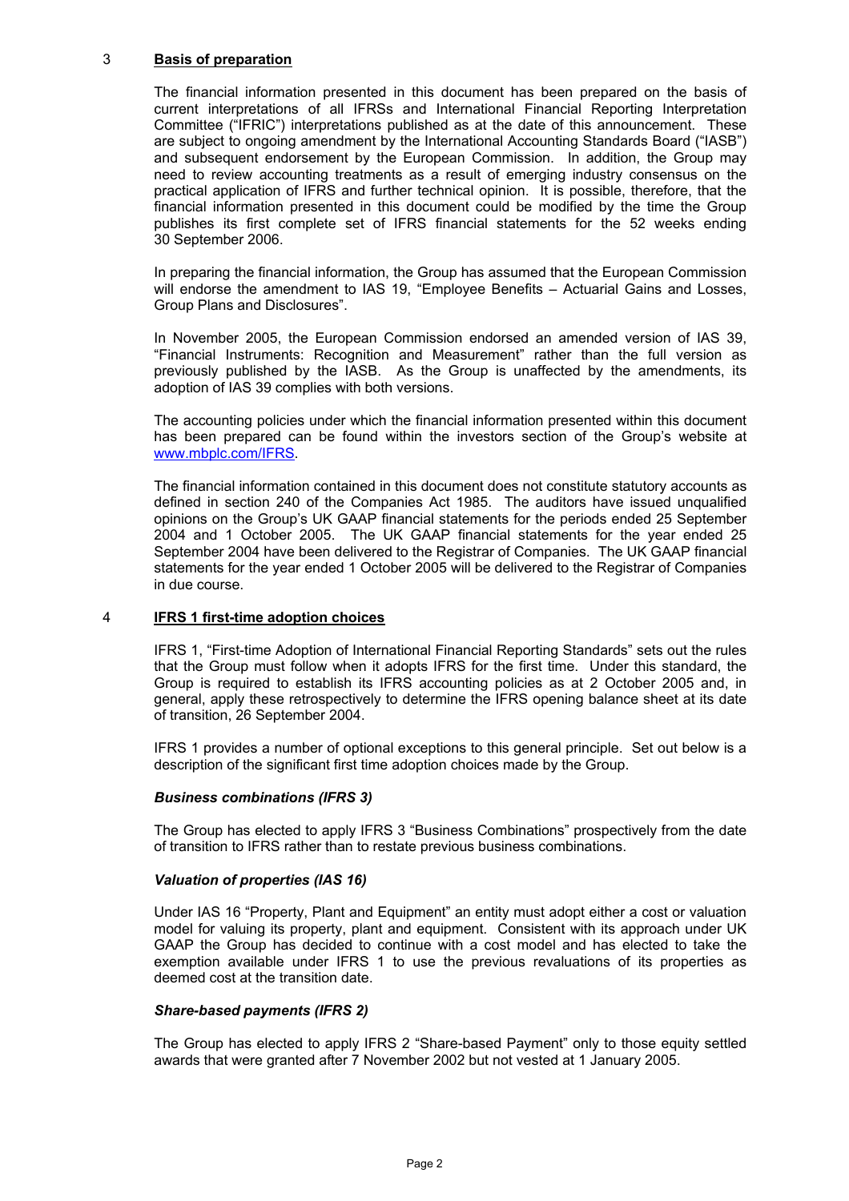## 3 Basis of preparation

The financial information presented in this document has been prepared on the basis of current interpretations of all IFRSs and International Financial Reporting Interpretation Committee ("IFRIC") interpretations published as at the date of this announcement. These are subject to ongoing amendment by the International Accounting Standards Board ("IASB") and subsequent endorsement by the European Commission. In addition, the Group may need to review accounting treatments as a result of emerging industry consensus on the practical application of IFRS and further technical opinion. It is possible, therefore, that the financial information presented in this document could be modified by the time the Group publishes its first complete set of IFRS financial statements for the 52 weeks ending 30 September 2006.

In preparing the financial information, the Group has assumed that the European Commission will endorse the amendment to IAS 19, "Employee Benefits – Actuarial Gains and Losses, Group Plans and Disclosures".

In November 2005, the European Commission endorsed an amended version of IAS 39, "Financial Instruments: Recognition and Measurement" rather than the full version as previously published by the IASB. As the Group is unaffected by the amendments, its adoption of IAS 39 complies with both versions.

The accounting policies under which the financial information presented within this document has been prepared can be found within the investors section of the Group's website at www.mbplc.com/IFRS.

The financial information contained in this document does not constitute statutory accounts as defined in section 240 of the Companies Act 1985. The auditors have issued unqualified opinions on the Group's UK GAAP financial statements for the periods ended 25 September 2004 and 1 October 2005. The UK GAAP financial statements for the year ended 25 September 2004 have been delivered to the Registrar of Companies. The UK GAAP financial statements for the year ended 1 October 2005 will be delivered to the Registrar of Companies in due course.

## 4 IFRS 1 first-time adoption choices

IFRS 1, "First-time Adoption of International Financial Reporting Standards" sets out the rules that the Group must follow when it adopts IFRS for the first time. Under this standard, the Group is required to establish its IFRS accounting policies as at 2 October 2005 and, in general, apply these retrospectively to determine the IFRS opening balance sheet at its date of transition, 26 September 2004.

IFRS 1 provides a number of optional exceptions to this general principle. Set out below is a description of the significant first time adoption choices made by the Group.

### *Business combinations (IFRS 3)*

The Group has elected to apply IFRS 3 "Business Combinations" prospectively from the date of transition to IFRS rather than to restate previous business combinations.

### *Valuation of properties (IAS 16)*

Under IAS 16 "Property, Plant and Equipment" an entity must adopt either a cost or valuation model for valuing its property, plant and equipment. Consistent with its approach under UK GAAP the Group has decided to continue with a cost model and has elected to take the exemption available under IFRS 1 to use the previous revaluations of its properties as deemed cost at the transition date.

### *Share-based payments (IFRS 2)*

The Group has elected to apply IFRS 2 "Share-based Payment" only to those equity settled awards that were granted after 7 November 2002 but not vested at 1 January 2005.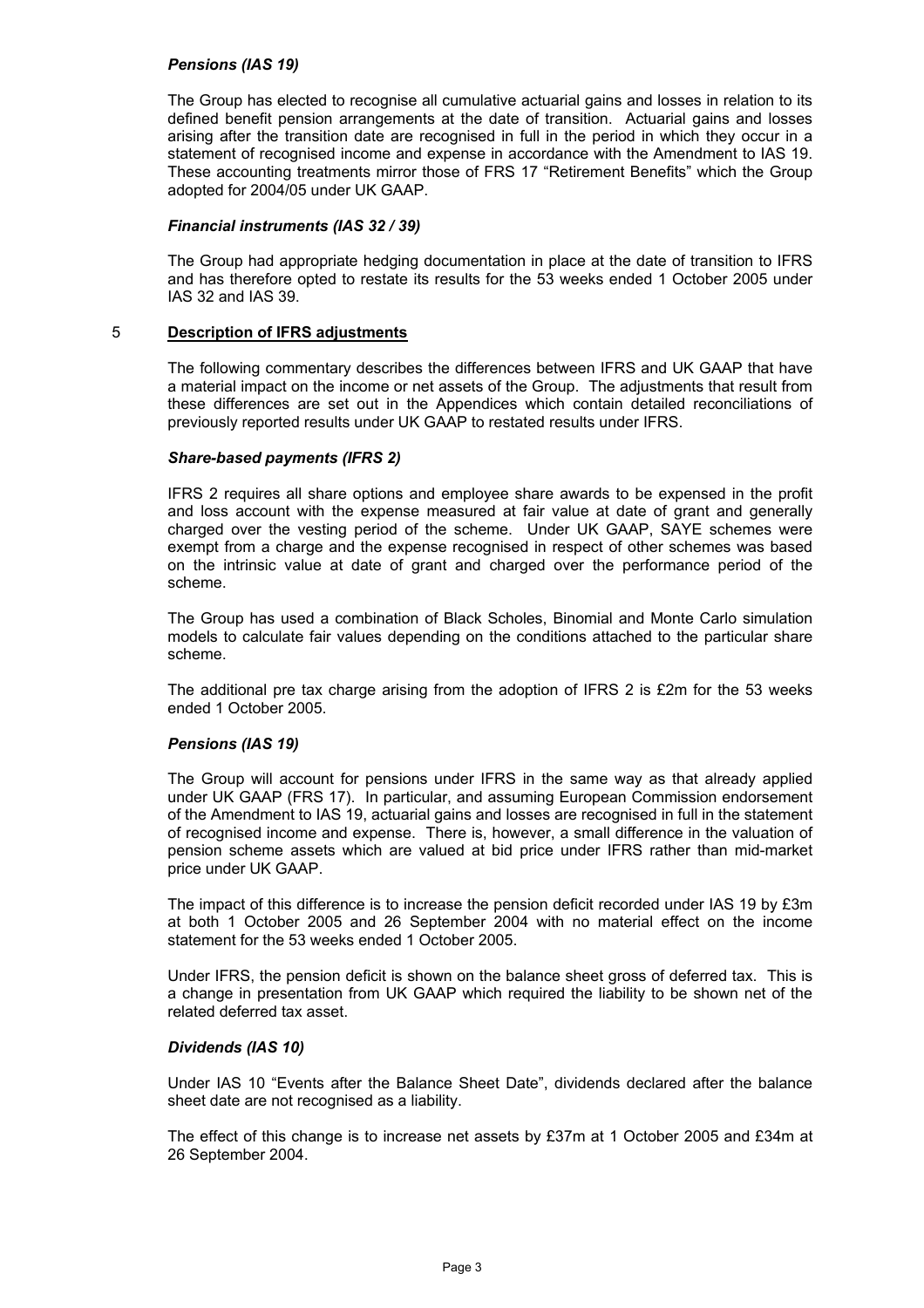### *Pensions (IAS 19)*

The Group has elected to recognise all cumulative actuarial gains and losses in relation to its defined benefit pension arrangements at the date of transition. Actuarial gains and losses arising after the transition date are recognised in full in the period in which they occur in a statement of recognised income and expense in accordance with the Amendment to IAS 19. These accounting treatments mirror those of FRS 17 "Retirement Benefits" which the Group adopted for 2004/05 under UK GAAP.

### *Financial instruments (IAS 32 / 39)*

The Group had appropriate hedging documentation in place at the date of transition to IFRS and has therefore opted to restate its results for the 53 weeks ended 1 October 2005 under IAS 32 and IAS 39.

## 5 Description of IFRS adjustments

The following commentary describes the differences between IFRS and UK GAAP that have a material impact on the income or net assets of the Group. The adjustments that result from these differences are set out in the Appendices which contain detailed reconciliations of previously reported results under UK GAAP to restated results under IFRS.

### *Share-based payments (IFRS 2)*

IFRS 2 requires all share options and employee share awards to be expensed in the profit and loss account with the expense measured at fair value at date of grant and generally charged over the vesting period of the scheme. Under UK GAAP, SAYE schemes were exempt from a charge and the expense recognised in respect of other schemes was based on the intrinsic value at date of grant and charged over the performance period of the scheme.

The Group has used a combination of Black Scholes, Binomial and Monte Carlo simulation models to calculate fair values depending on the conditions attached to the particular share scheme.

The additional pre tax charge arising from the adoption of IFRS 2 is £2m for the 53 weeks ended 1 October 2005.

### *Pensions (IAS 19)*

The Group will account for pensions under IFRS in the same way as that already applied under UK GAAP (FRS 17). In particular, and assuming European Commission endorsement of the Amendment to IAS 19, actuarial gains and losses are recognised in full in the statement of recognised income and expense. There is, however, a small difference in the valuation of pension scheme assets which are valued at bid price under IFRS rather than mid-market price under UK GAAP.

The impact of this difference is to increase the pension deficit recorded under IAS 19 by £3m at both 1 October 2005 and 26 September 2004 with no material effect on the income statement for the 53 weeks ended 1 October 2005.

Under IFRS, the pension deficit is shown on the balance sheet gross of deferred tax. This is a change in presentation from UK GAAP which required the liability to be shown net of the related deferred tax asset.

### *Dividends (IAS 10)*

Under IAS 10 "Events after the Balance Sheet Date", dividends declared after the balance sheet date are not recognised as a liability.

The effect of this change is to increase net assets by £37m at 1 October 2005 and £34m at 26 September 2004.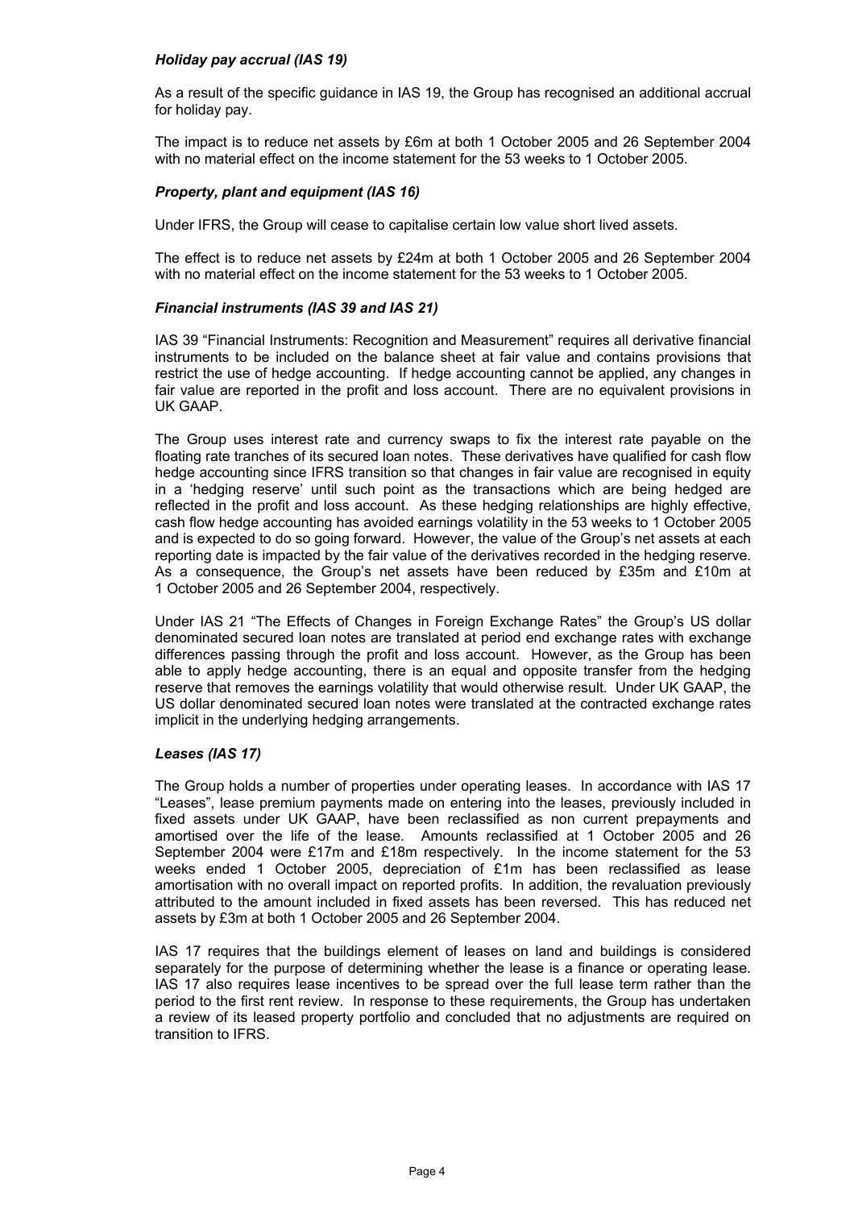***Holiday pay accrual (IAS 19)***

As a result of the specific guidance in IAS 19, the Group has recognised an additional accrual for holiday pay.

The impact is to reduce net assets by £6m at both 1 October 2005 and 26 September 2004 with no material effect on the income statement for the 53 weeks to 1 October 2005.

***Property, plant and equipment (IAS 16)***

Under IFRS, the Group will cease to capitalise certain low value short lived assets.

The effect is to reduce net assets by £24m at both 1 October 2005 and 26 September 2004 with no material effect on the income statement for the 53 weeks to 1 October 2005.

***Financial instruments (IAS 39 and IAS 21)***

IAS 39 "Financial Instruments: Recognition and Measurement" requires all derivative financial instruments to be included on the balance sheet at fair value and contains provisions that restrict the use of hedge accounting. If hedge accounting cannot be applied, any changes in fair value are reported in the profit and loss account. There are no equivalent provisions in UK GAAP.

The Group uses interest rate and currency swaps to fix the interest rate payable on the floating rate tranches of its secured loan notes. These derivatives have qualified for cash flow hedge accounting since IFRS transition so that changes in fair value are recognised in equity in a 'hedging reserve' until such point as the transactions which are being hedged are reflected in the profit and loss account. As these hedging relationships are highly effective, cash flow hedge accounting has avoided earnings volatility in the 53 weeks to 1 October 2005 and is expected to do so going forward. However, the value of the Group's net assets at each reporting date is impacted by the fair value of the derivatives recorded in the hedging reserve. As a consequence, the Group's net assets have been reduced by £35m and £10m at 1 October 2005 and 26 September 2004, respectively.

Under IAS 21 "The Effects of Changes in Foreign Exchange Rates" the Group's US dollar denominated secured loan notes are translated at period end exchange rates with exchange differences passing through the profit and loss account. However, as the Group has been able to apply hedge accounting, there is an equal and opposite transfer from the hedging reserve that removes the earnings volatility that would otherwise result. Under UK GAAP, the US dollar denominated secured loan notes were translated at the contracted exchange rates implicit in the underlying hedging arrangements.

***Leases (IAS 17)***

The Group holds a number of properties under operating leases. In accordance with IAS 17 "Leases", lease premium payments made on entering into the leases, previously included in fixed assets under UK GAAP, have been reclassified as non current prepayments and amortised over the life of the lease. Amounts reclassified at 1 October 2005 and 26 September 2004 were £17m and £18m respectively. In the income statement for the 53 weeks ended 1 October 2005, depreciation of £1m has been reclassified as lease amortisation with no overall impact on reported profits. In addition, the revaluation previously attributed to the amount included in fixed assets has been reversed. This has reduced net assets by £3m at both 1 October 2005 and 26 September 2004.

IAS 17 requires that the buildings element of leases on land and buildings is considered separately for the purpose of determining whether the lease is a finance or operating lease. IAS 17 also requires lease incentives to be spread over the full lease term rather than the period to the first rent review. In response to these requirements, the Group has undertaken a review of its leased property portfolio and concluded that no adjustments are required on transition to IFRS.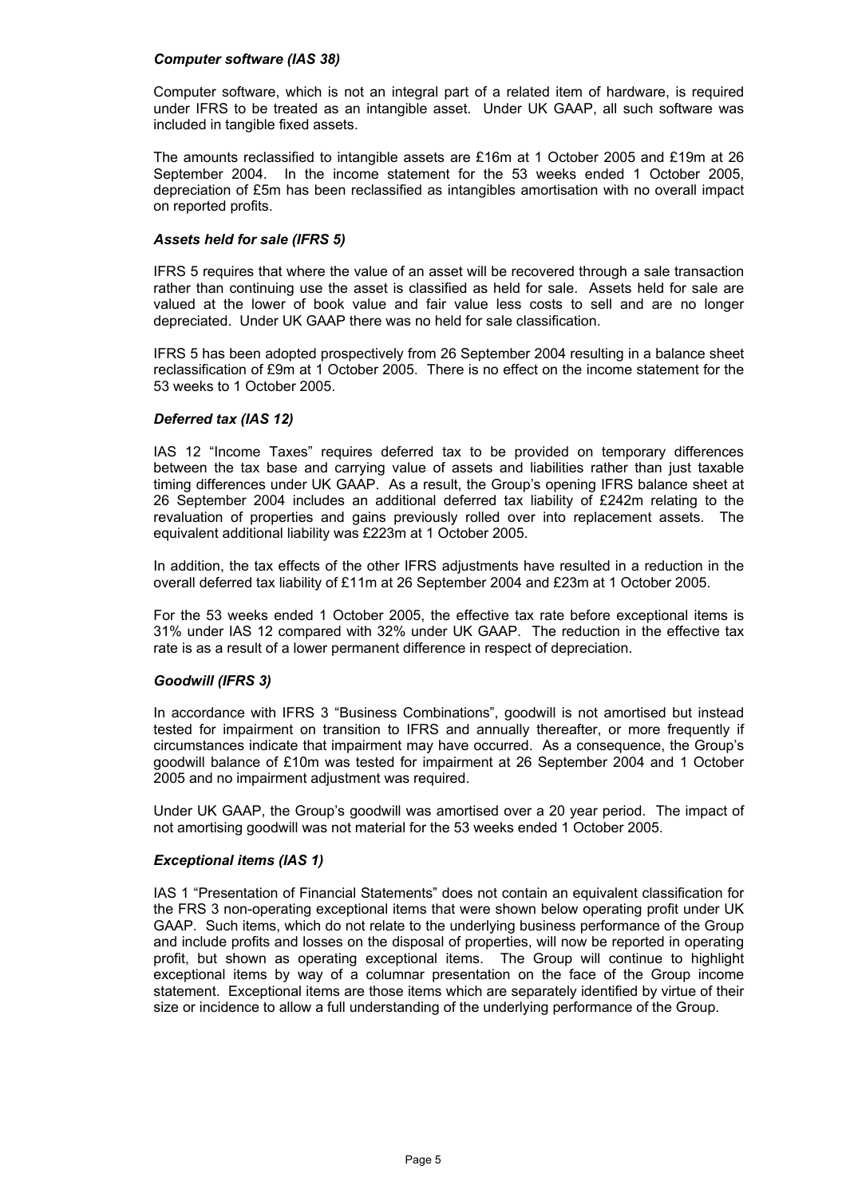### *Computer software (IAS 38)*

Computer software, which is not an integral part of a related item of hardware, is required under IFRS to be treated as an intangible asset. Under UK GAAP, all such software was included in tangible fixed assets.

The amounts reclassified to intangible assets are £16m at 1 October 2005 and £19m at 26 September 2004. In the income statement for the 53 weeks ended 1 October 2005, depreciation of £5m has been reclassified as intangibles amortisation with no overall impact on reported profits.

### *Assets held for sale (IFRS 5)*

IFRS 5 requires that where the value of an asset will be recovered through a sale transaction rather than continuing use the asset is classified as held for sale. Assets held for sale are valued at the lower of book value and fair value less costs to sell and are no longer depreciated. Under UK GAAP there was no held for sale classification.

IFRS 5 has been adopted prospectively from 26 September 2004 resulting in a balance sheet reclassification of £9m at 1 October 2005. There is no effect on the income statement for the 53 weeks to 1 October 2005.

### *Deferred tax (IAS 12)*

IAS 12 "Income Taxes" requires deferred tax to be provided on temporary differences between the tax base and carrying value of assets and liabilities rather than just taxable timing differences under UK GAAP. As a result, the Group's opening IFRS balance sheet at 26 September 2004 includes an additional deferred tax liability of £242m relating to the revaluation of properties and gains previously rolled over into replacement assets. The equivalent additional liability was £223m at 1 October 2005.

In addition, the tax effects of the other IFRS adjustments have resulted in a reduction in the overall deferred tax liability of £11m at 26 September 2004 and £23m at 1 October 2005.

For the 53 weeks ended 1 October 2005, the effective tax rate before exceptional items is 31% under IAS 12 compared with 32% under UK GAAP. The reduction in the effective tax rate is as a result of a lower permanent difference in respect of depreciation.

### *Goodwill (IFRS 3)*

In accordance with IFRS 3 "Business Combinations", goodwill is not amortised but instead tested for impairment on transition to IFRS and annually thereafter, or more frequently if circumstances indicate that impairment may have occurred. As a consequence, the Group's goodwill balance of £10m was tested for impairment at 26 September 2004 and 1 October 2005 and no impairment adjustment was required.

Under UK GAAP, the Group's goodwill was amortised over a 20 year period. The impact of not amortising goodwill was not material for the 53 weeks ended 1 October 2005.

### *Exceptional items (IAS 1)*

IAS 1 "Presentation of Financial Statements" does not contain an equivalent classification for the FRS 3 non-operating exceptional items that were shown below operating profit under UK GAAP. Such items, which do not relate to the underlying business performance of the Group and include profits and losses on the disposal of properties, will now be reported in operating profit, but shown as operating exceptional items. The Group will continue to highlight exceptional items by way of a columnar presentation on the face of the Group income statement. Exceptional items are those items which are separately identified by virtue of their size or incidence to allow a full understanding of the underlying performance of the Group.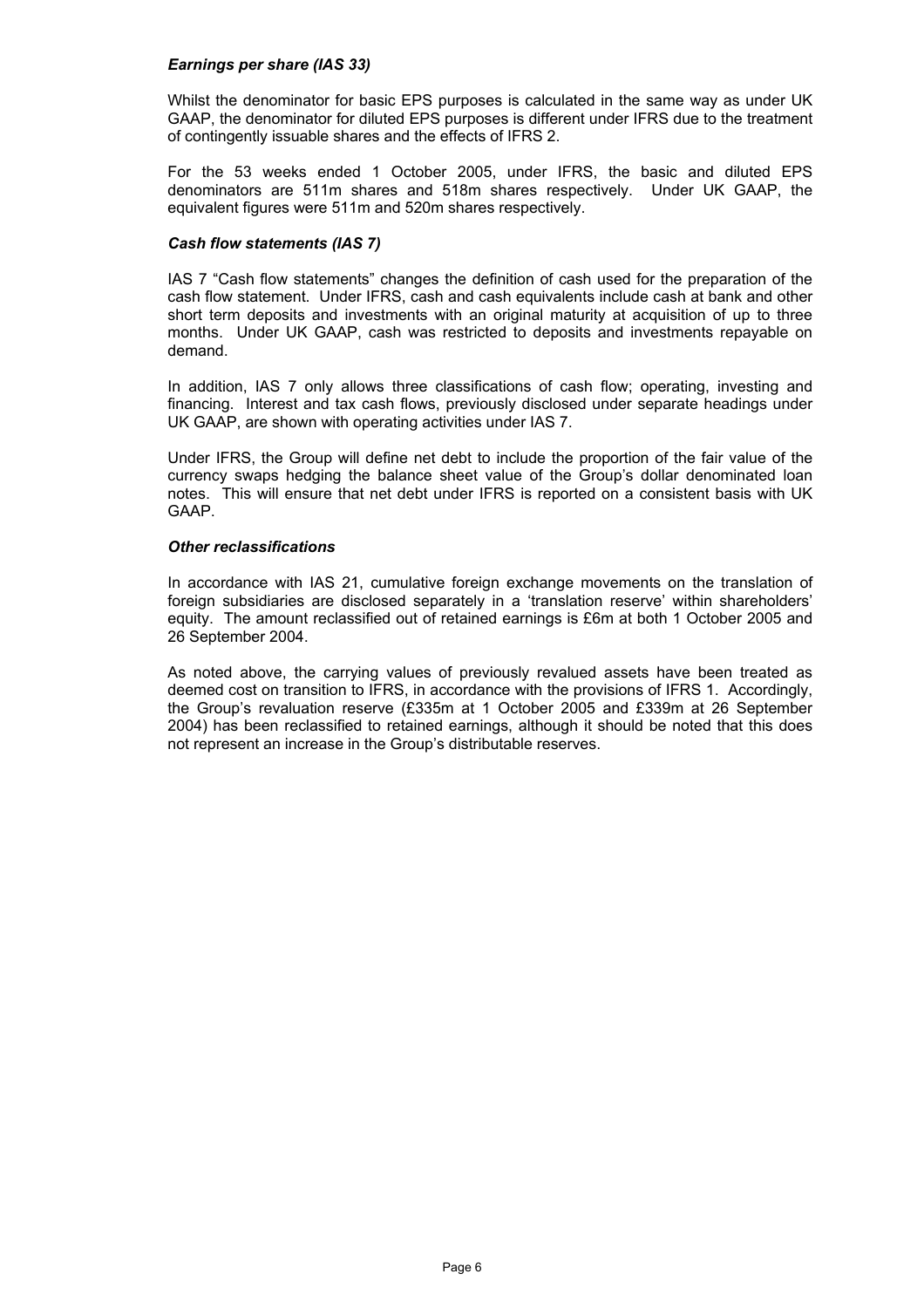### *Earnings per share (IAS 33)*

Whilst the denominator for basic EPS purposes is calculated in the same way as under UK GAAP, the denominator for diluted EPS purposes is different under IFRS due to the treatment of contingently issuable shares and the effects of IFRS 2.

For the 53 weeks ended 1 October 2005, under IFRS, the basic and diluted EPS denominators are 511m shares and 518m shares respectively. Under UK GAAP, the equivalent figures were 511m and 520m shares respectively.

### *Cash flow statements (IAS 7)*

IAS 7 "Cash flow statements" changes the definition of cash used for the preparation of the cash flow statement. Under IFRS, cash and cash equivalents include cash at bank and other short term deposits and investments with an original maturity at acquisition of up to three months. Under UK GAAP, cash was restricted to deposits and investments repayable on demand.

In addition, IAS 7 only allows three classifications of cash flow; operating, investing and financing. Interest and tax cash flows, previously disclosed under separate headings under UK GAAP, are shown with operating activities under IAS 7.

Under IFRS, the Group will define net debt to include the proportion of the fair value of the currency swaps hedging the balance sheet value of the Group's dollar denominated loan notes. This will ensure that net debt under IFRS is reported on a consistent basis with UK GAAP.

### *Other reclassifications*

In accordance with IAS 21, cumulative foreign exchange movements on the translation of foreign subsidiaries are disclosed separately in a 'translation reserve' within shareholders' equity. The amount reclassified out of retained earnings is £6m at both 1 October 2005 and 26 September 2004.

As noted above, the carrying values of previously revalued assets have been treated as deemed cost on transition to IFRS, in accordance with the provisions of IFRS 1. Accordingly, the Group's revaluation reserve (£335m at 1 October 2005 and £339m at 26 September 2004) has been reclassified to retained earnings, although it should be noted that this does not represent an increase in the Group's distributable reserves.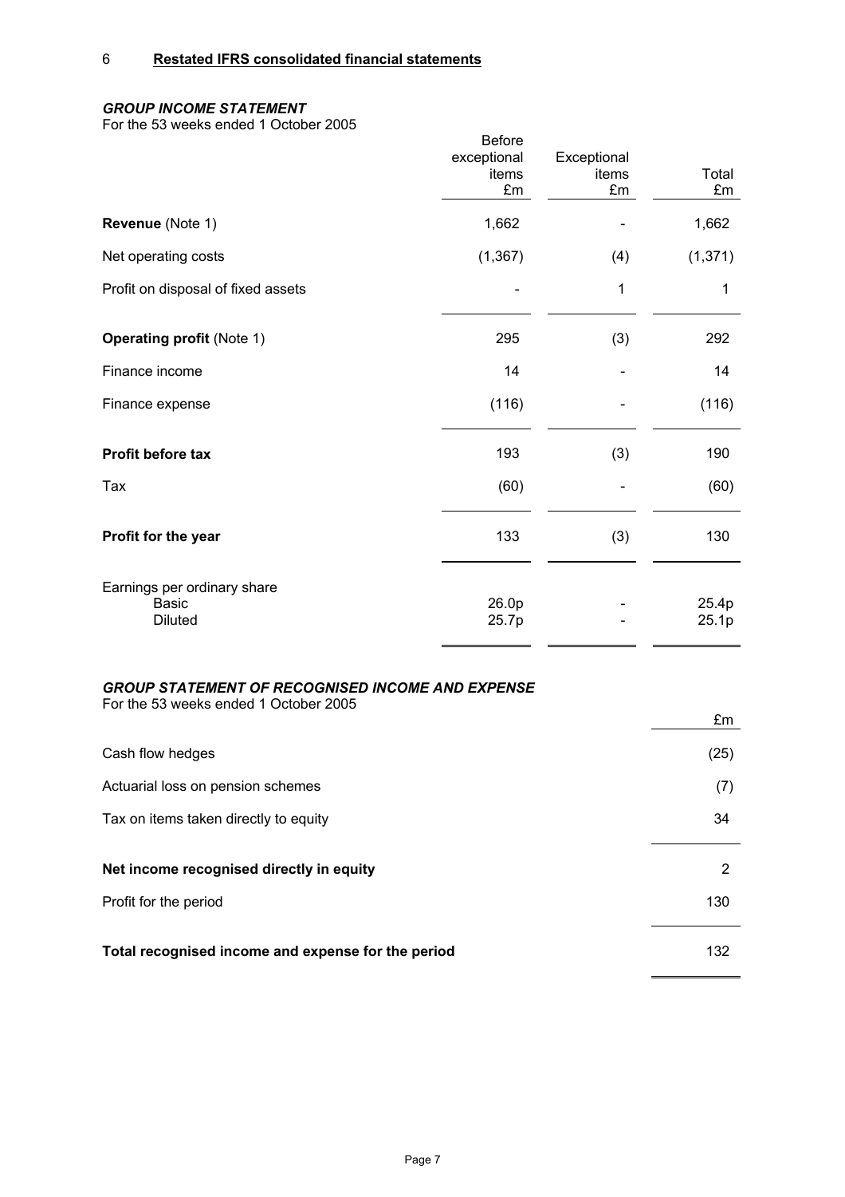## 6 Restated IFRS consolidated financial statements

### *GROUP INCOME STATEMENT*

For the 53 weeks ended 1 October 2005

| | Before exceptional items £m | Exceptional items £m | Total £m |
|---|---|---|---|
| **Revenue** (Note 1) | 1,662 | - | 1,662 |
| Net operating costs | (1,367) | (4) | (1,371) |
| Profit on disposal of fixed assets | - | 1 | 1 |
| **Operating profit** (Note 1) | 295 | (3) | 292 |
| Finance income | 14 | - | 14 |
| Finance expense | (116) | - | (116) |
| **Profit before tax** | 193 | (3) | 190 |
| Tax | (60) | - | (60) |
| **Profit for the year** | 133 | (3) | 130 |
| Earnings per ordinary share | | | |
| Basic | 26.0p | - | 25.4p |
| Diluted | 25.7p | - | 25.1p |

### *GROUP STATEMENT OF RECOGNISED INCOME AND EXPENSE*

For the 53 weeks ended 1 October 2005

| | £m |
|---|---|
| Cash flow hedges | (25) |
| Actuarial loss on pension schemes | (7) |
| Tax on items taken directly to equity | 34 |
| **Net income recognised directly in equity** | 2 |
| Profit for the period | 130 |
| **Total recognised income and expense for the period** | 132 |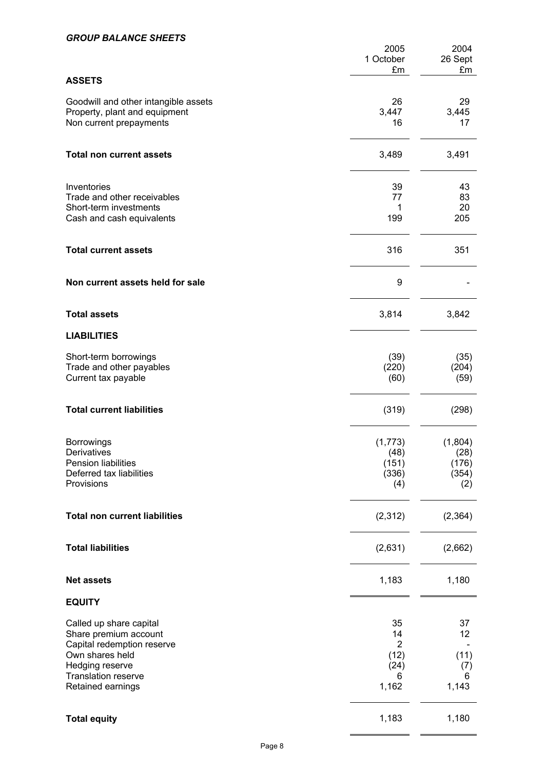***GROUP BALANCE SHEETS***

| | 2005<br>1 October<br>£m | 2004<br>26 Sept<br>£m |
|---|---|---|
| **ASSETS** | | |
| Goodwill and other intangible assets | 26 | 29 |
| Property, plant and equipment | 3,447 | 3,445 |
| Non current prepayments | 16 | 17 |
| **Total non current assets** | 3,489 | 3,491 |
| Inventories | 39 | 43 |
| Trade and other receivables | 77 | 83 |
| Short-term investments | 1 | 20 |
| Cash and cash equivalents | 199 | 205 |
| **Total current assets** | 316 | 351 |
| **Non current assets held for sale** | 9 | - |
| **Total assets** | 3,814 | 3,842 |
| **LIABILITIES** | | |
| Short-term borrowings | (39) | (35) |
| Trade and other payables | (220) | (204) |
| Current tax payable | (60) | (59) |
| **Total current liabilities** | (319) | (298) |
| Borrowings | (1,773) | (1,804) |
| Derivatives | (48) | (28) |
| Pension liabilities | (151) | (176) |
| Deferred tax liabilities | (336) | (354) |
| Provisions | (4) | (2) |
| **Total non current liabilities** | (2,312) | (2,364) |
| **Total liabilities** | (2,631) | (2,662) |
| **Net assets** | 1,183 | 1,180 |
| **EQUITY** | | |
| Called up share capital | 35 | 37 |
| Share premium account | 14 | 12 |
| Capital redemption reserve | 2 | - |
| Own shares held | (12) | (11) |
| Hedging reserve | (24) | (7) |
| Translation reserve | 6 | 6 |
| Retained earnings | 1,162 | 1,143 |
| **Total equity** | 1,183 | 1,180 |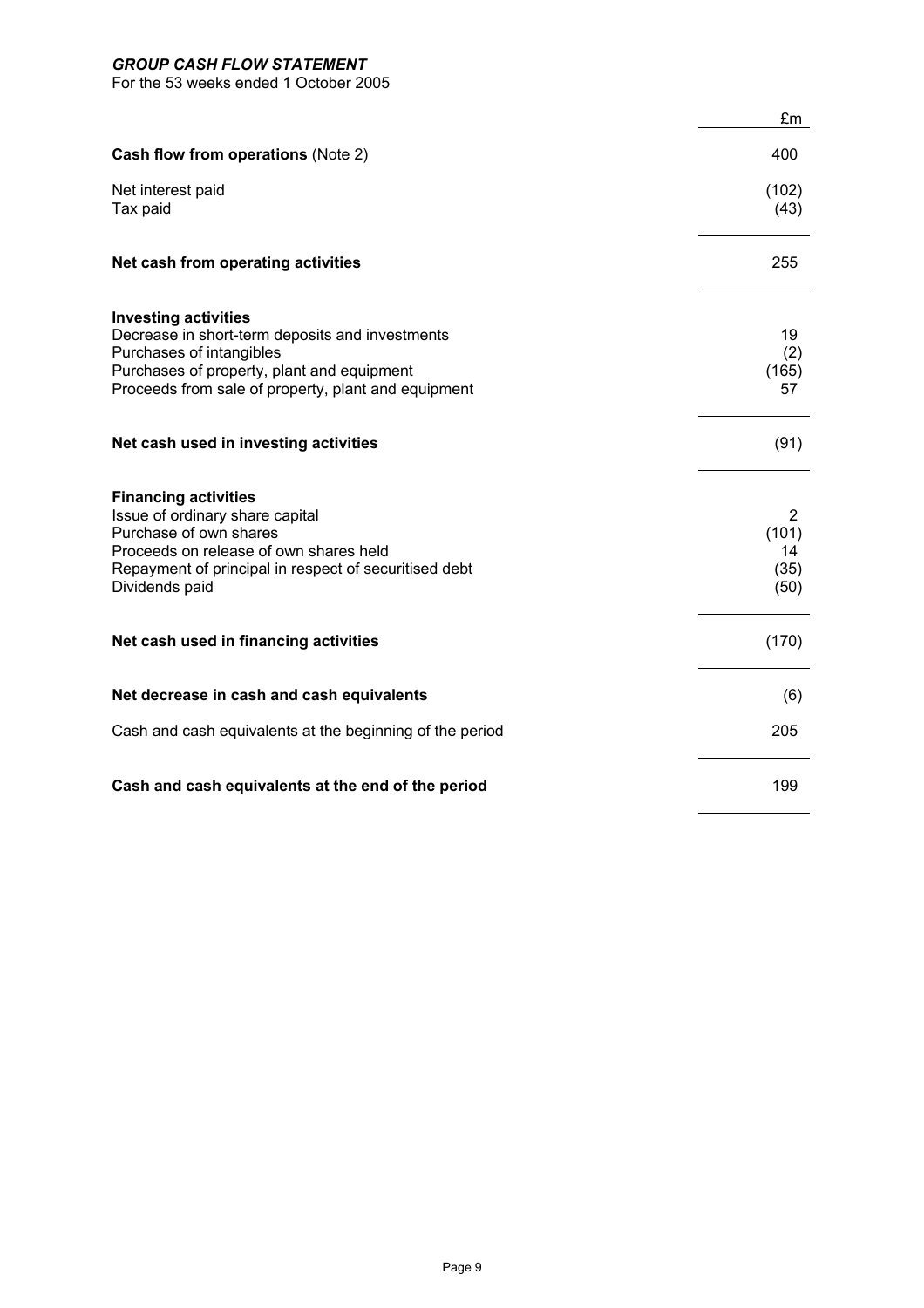## *GROUP CASH FLOW STATEMENT*

For the 53 weeks ended 1 October 2005

| | £m |
|---|---|
| **Cash flow from operations** (Note 2) | 400 |
| Net interest paid | (102) |
| Tax paid | (43) |
| **Net cash from operating activities** | 255 |
| **Investing activities** | |
| Decrease in short-term deposits and investments | 19 |
| Purchases of intangibles | (2) |
| Purchases of property, plant and equipment | (165) |
| Proceeds from sale of property, plant and equipment | 57 |
| **Net cash used in investing activities** | (91) |
| **Financing activities** | |
| Issue of ordinary share capital | 2 |
| Purchase of own shares | (101) |
| Proceeds on release of own shares held | 14 |
| Repayment of principal in respect of securitised debt | (35) |
| Dividends paid | (50) |
| **Net cash used in financing activities** | (170) |
| **Net decrease in cash and cash equivalents** | (6) |
| Cash and cash equivalents at the beginning of the period | 205 |
| **Cash and cash equivalents at the end of the period** | 199 |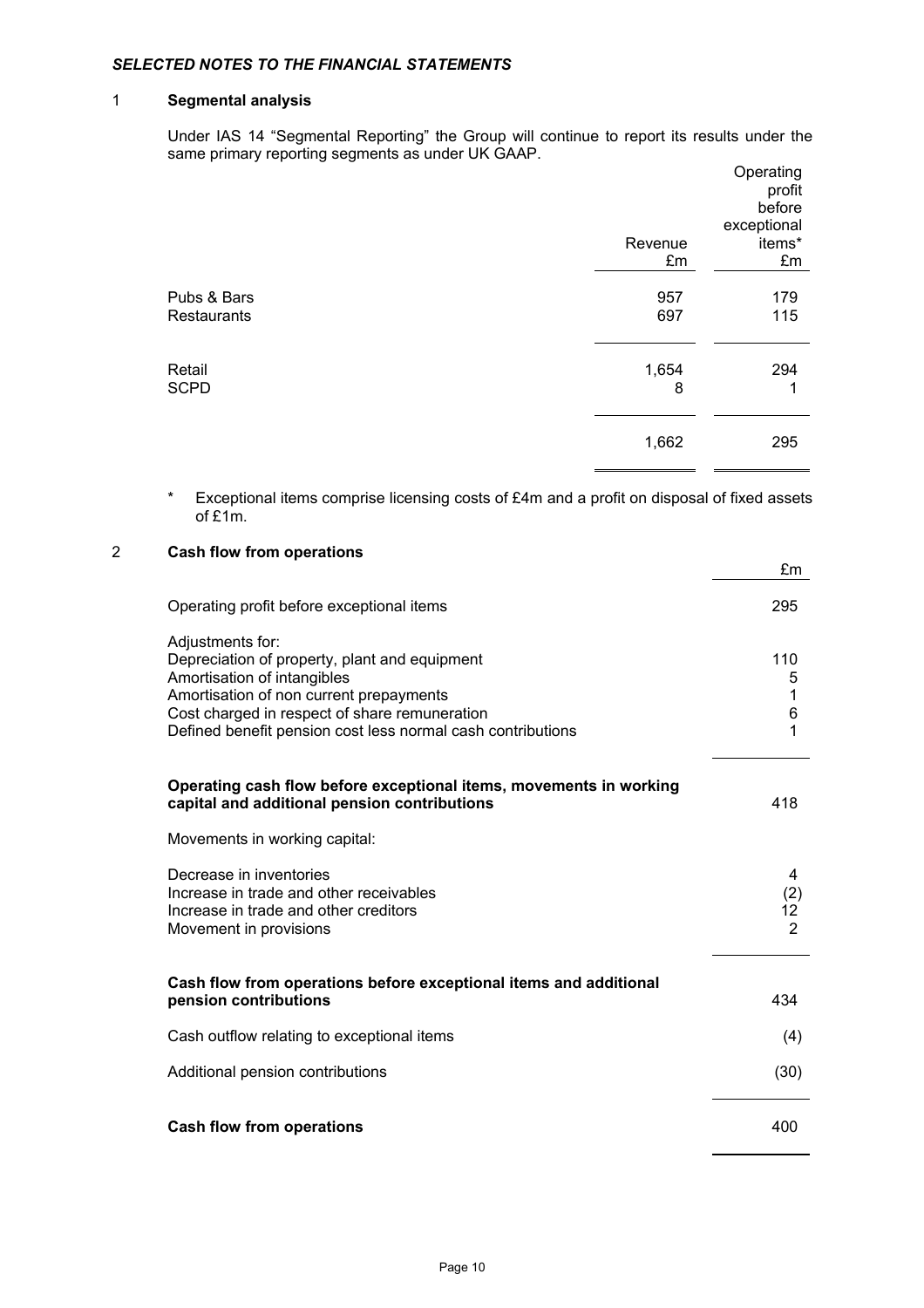***SELECTED NOTES TO THE FINANCIAL STATEMENTS***

## 1 Segmental analysis

Under IAS 14 "Segmental Reporting" the Group will continue to report its results under the same primary reporting segments as under UK GAAP.

| | Revenue £m | Operating profit before exceptional items* £m |
|---|---|---|
| Pubs & Bars | 957 | 179 |
| Restaurants | 697 | 115 |
| Retail | 1,654 | 294 |
| SCPD | 8 | 1 |
| | 1,662 | 295 |

\* Exceptional items comprise licensing costs of £4m and a profit on disposal of fixed assets of £1m.

## 2 Cash flow from operations

| | £m |
|---|---|
| Operating profit before exceptional items | 295 |
| Adjustments for: | |
| Depreciation of property, plant and equipment | 110 |
| Amortisation of intangibles | 5 |
| Amortisation of non current prepayments | 1 |
| Cost charged in respect of share remuneration | 6 |
| Defined benefit pension cost less normal cash contributions | 1 |
| **Operating cash flow before exceptional items, movements in working capital and additional pension contributions** | 418 |
| Movements in working capital: | |
| Decrease in inventories | 4 |
| Increase in trade and other receivables | (2) |
| Increase in trade and other creditors | 12 |
| Movement in provisions | 2 |
| **Cash flow from operations before exceptional items and additional pension contributions** | 434 |
| Cash outflow relating to exceptional items | (4) |
| Additional pension contributions | (30) |
| **Cash flow from operations** | 400 |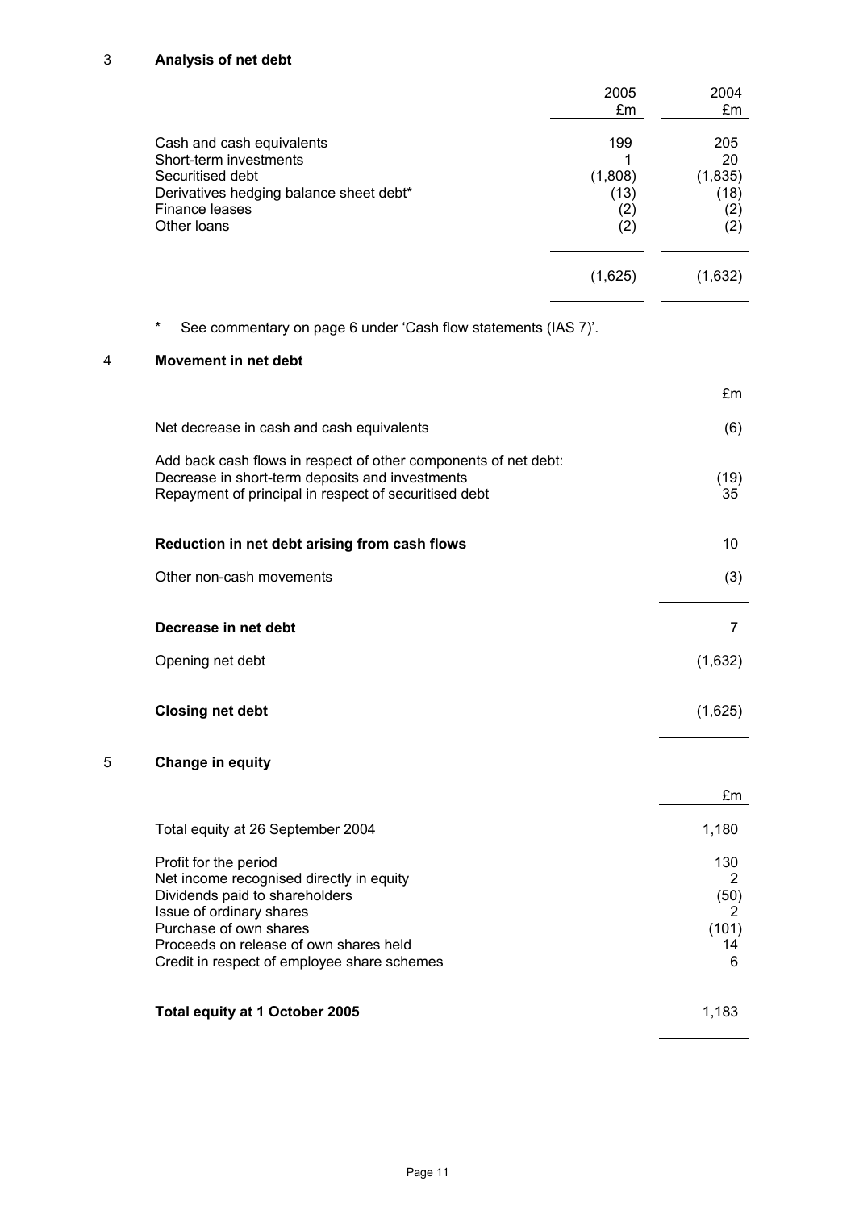## 3 Analysis of net debt

| | 2005 £m | 2004 £m |
|---|---|---|
| Cash and cash equivalents | 199 | 205 |
| Short-term investments | 1 | 20 |
| Securitised debt | (1,808) | (1,835) |
| Derivatives hedging balance sheet debt* | (13) | (18) |
| Finance leases | (2) | (2) |
| Other loans | (2) | (2) |
| | (1,625) | (1,632) |

\* See commentary on page 6 under 'Cash flow statements (IAS 7)'.

## 4 Movement in net debt

| | £m |
|---|---|
| Net decrease in cash and cash equivalents | (6) |
| Add back cash flows in respect of other components of net debt: | |
| Decrease in short-term deposits and investments | (19) |
| Repayment of principal in respect of securitised debt | 35 |
| **Reduction in net debt arising from cash flows** | 10 |
| Other non-cash movements | (3) |
| **Decrease in net debt** | 7 |
| Opening net debt | (1,632) |
| **Closing net debt** | (1,625) |

## 5 Change in equity

| | £m |
|---|---|
| Total equity at 26 September 2004 | 1,180 |
| Profit for the period | 130 |
| Net income recognised directly in equity | 2 |
| Dividends paid to shareholders | (50) |
| Issue of ordinary shares | 2 |
| Purchase of own shares | (101) |
| Proceeds on release of own shares held | 14 |
| Credit in respect of employee share schemes | 6 |
| **Total equity at 1 October 2005** | 1,183 |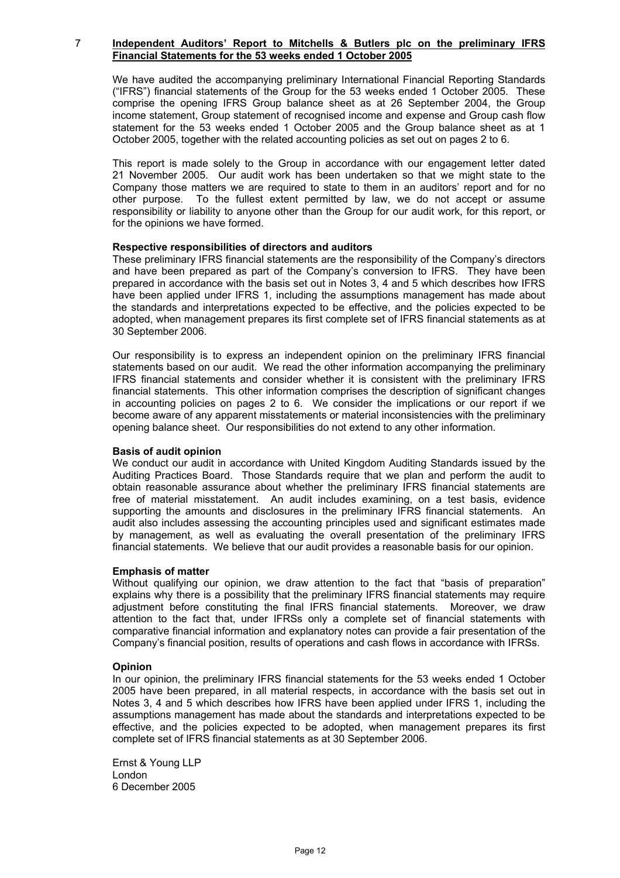## 7 Independent Auditors' Report to Mitchells & Butlers plc on the preliminary IFRS Financial Statements for the 53 weeks ended 1 October 2005

We have audited the accompanying preliminary International Financial Reporting Standards ("IFRS") financial statements of the Group for the 53 weeks ended 1 October 2005. These comprise the opening IFRS Group balance sheet as at 26 September 2004, the Group income statement, Group statement of recognised income and expense and Group cash flow statement for the 53 weeks ended 1 October 2005 and the Group balance sheet as at 1 October 2005, together with the related accounting policies as set out on pages 2 to 6.

This report is made solely to the Group in accordance with our engagement letter dated 21 November 2005. Our audit work has been undertaken so that we might state to the Company those matters we are required to state to them in an auditors' report and for no other purpose. To the fullest extent permitted by law, we do not accept or assume responsibility or liability to anyone other than the Group for our audit work, for this report, or for the opinions we have formed.

### Respective responsibilities of directors and auditors

These preliminary IFRS financial statements are the responsibility of the Company's directors and have been prepared as part of the Company's conversion to IFRS. They have been prepared in accordance with the basis set out in Notes 3, 4 and 5 which describes how IFRS have been applied under IFRS 1, including the assumptions management has made about the standards and interpretations expected to be effective, and the policies expected to be adopted, when management prepares its first complete set of IFRS financial statements as at 30 September 2006.

Our responsibility is to express an independent opinion on the preliminary IFRS financial statements based on our audit. We read the other information accompanying the preliminary IFRS financial statements and consider whether it is consistent with the preliminary IFRS financial statements. This other information comprises the description of significant changes in accounting policies on pages 2 to 6. We consider the implications or our report if we become aware of any apparent misstatements or material inconsistencies with the preliminary opening balance sheet. Our responsibilities do not extend to any other information.

### Basis of audit opinion

We conduct our audit in accordance with United Kingdom Auditing Standards issued by the Auditing Practices Board. Those Standards require that we plan and perform the audit to obtain reasonable assurance about whether the preliminary IFRS financial statements are free of material misstatement. An audit includes examining, on a test basis, evidence supporting the amounts and disclosures in the preliminary IFRS financial statements. An audit also includes assessing the accounting principles used and significant estimates made by management, as well as evaluating the overall presentation of the preliminary IFRS financial statements. We believe that our audit provides a reasonable basis for our opinion.

### Emphasis of matter

Without qualifying our opinion, we draw attention to the fact that "basis of preparation" explains why there is a possibility that the preliminary IFRS financial statements may require adjustment before constituting the final IFRS financial statements. Moreover, we draw attention to the fact that, under IFRSs only a complete set of financial statements with comparative financial information and explanatory notes can provide a fair presentation of the Company's financial position, results of operations and cash flows in accordance with IFRSs.

### Opinion

In our opinion, the preliminary IFRS financial statements for the 53 weeks ended 1 October 2005 have been prepared, in all material respects, in accordance with the basis set out in Notes 3, 4 and 5 which describes how IFRS have been applied under IFRS 1, including the assumptions management has made about the standards and interpretations expected to be effective, and the policies expected to be adopted, when management prepares its first complete set of IFRS financial statements as at 30 September 2006.

Ernst & Young LLP
London
6 December 2005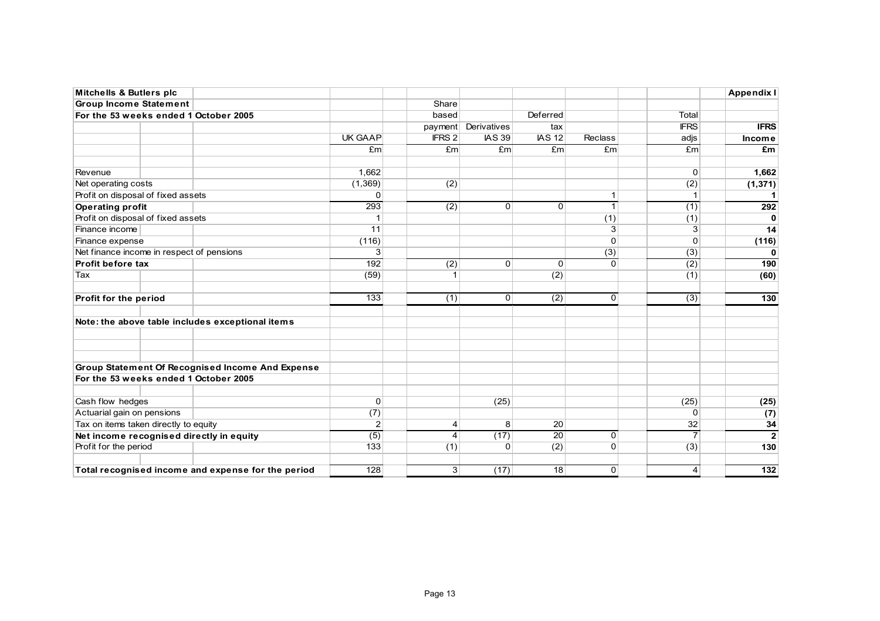**Mitchells & Butlers plc** **Appendix I**

**Group Income Statement**

**For the 53 weeks ended 1 October 2005**

| | UK GAAP | Share based payment IFRS 2 | Derivatives IAS 39 | Deferred tax IAS 12 | Reclass | Total IFRS adjs | IFRS Income |
|---|---|---|---|---|---|---|---|
| | £m | £m | £m | £m | £m | £m | £m |
| Revenue | 1,662 | | | | | 0 | **1,662** |
| Net operating costs | (1,369) | (2) | | | | (2) | **(1,371)** |
| Profit on disposal of fixed assets | 0 | | | | 1 | 1 | **1** |
| **Operating profit** | 293 | (2) | 0 | 0 | 1 | (1) | **292** |
| Profit on disposal of fixed assets | 1 | | | | (1) | (1) | **0** |
| Finance income | 11 | | | | 3 | 3 | **14** |
| Finance expense | (116) | | | | 0 | 0 | **(116)** |
| Net finance income in respect of pensions | 3 | | | | (3) | (3) | **0** |
| **Profit before tax** | 192 | (2) | 0 | 0 | 0 | (2) | **190** |
| Tax | (59) | 1 | | (2) | | (1) | **(60)** |
| **Profit for the period** | 133 | (1) | 0 | (2) | 0 | (3) | **130** |

**Note: the above table includes exceptional items**

**Group Statement Of Recognised Income And Expense**

**For the 53 weeks ended 1 October 2005**

| | UK GAAP | Share based payment IFRS 2 | Derivatives IAS 39 | Deferred tax IAS 12 | Reclass | Total IFRS adjs | IFRS Income |
|---|---|---|---|---|---|---|---|
| Cash flow hedges | 0 | | (25) | | | (25) | **(25)** |
| Actuarial gain on pensions | (7) | | | | | 0 | **(7)** |
| Tax on items taken directly to equity | 2 | 4 | 8 | 20 | | 32 | **34** |
| **Net income recognised directly in equity** | (5) | 4 | (17) | 20 | 0 | 7 | **2** |
| Profit for the period | 133 | (1) | 0 | (2) | 0 | (3) | **130** |
| **Total recognised income and expense for the period** | 128 | 3 | (17) | 18 | 0 | 4 | **132** |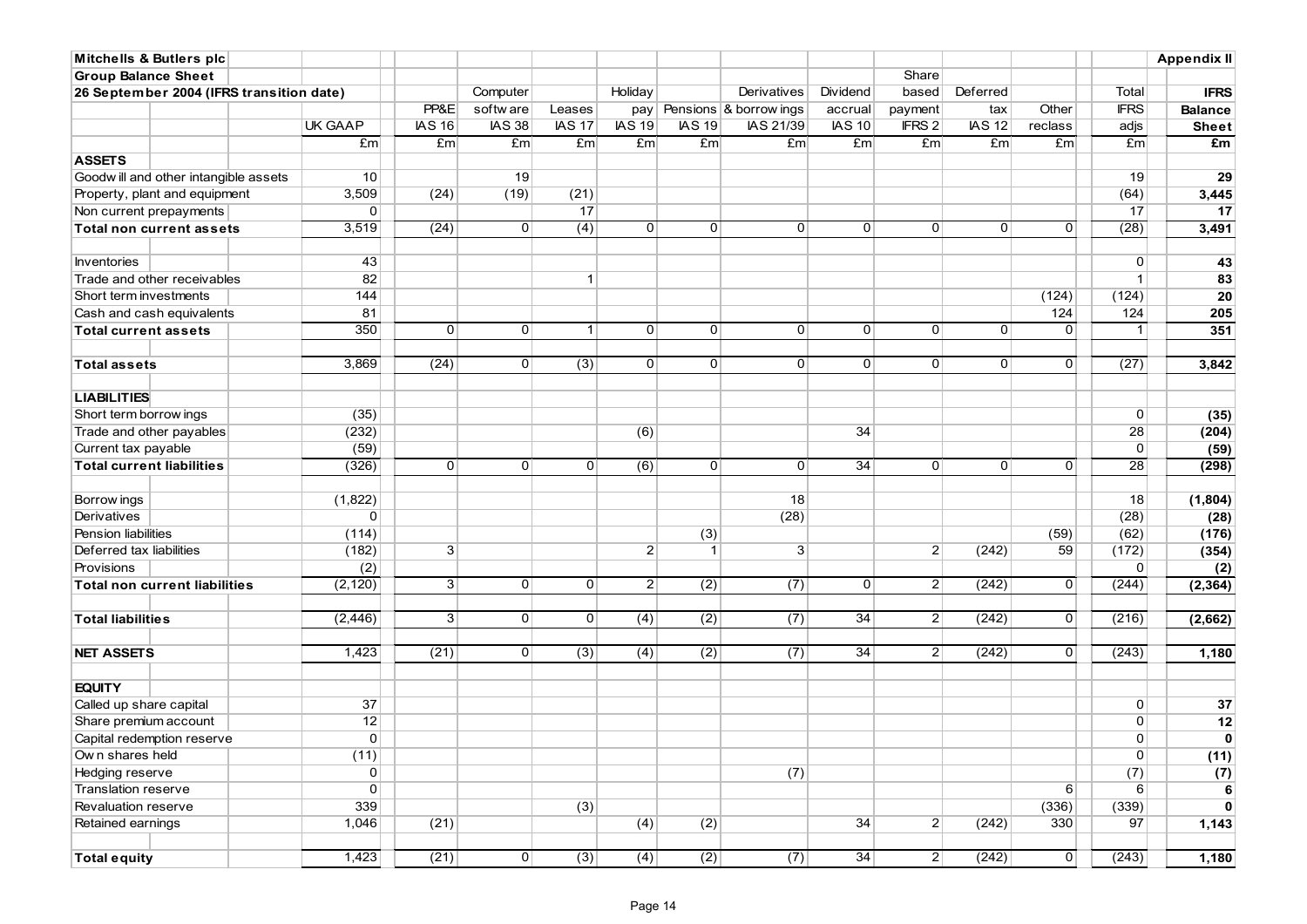**Mitchells & Butlers plc**

**Group Balance Sheet**

**26 September 2004 (IFRS transition date)**

**Appendix II**

| | UK GAAP | PP&E IAS 16 | Computer software IAS 38 | Leases IAS 17 | Holiday pay IAS 19 | Pensions IAS 19 | Derivatives & borrowings IAS 21/39 | Dividend accrual IAS 10 | Share based payment IFRS 2 | Deferred tax IAS 12 | Other reclass | Total IFRS adjs | **IFRS Balance Sheet** |
|---|---|---|---|---|---|---|---|---|---|---|---|---|---|
| | £m | £m | £m | £m | £m | £m | £m | £m | £m | £m | £m | £m | **£m** |
| **ASSETS** | | | | | | | | | | | | | |
| Goodwill and other intangible assets | 10 | | 19 | | | | | | | | | 19 | **29** |
| Property, plant and equipment | 3,509 | (24) | (19) | (21) | | | | | | | | (64) | **3,445** |
| Non current prepayments | 0 | | | 17 | | | | | | | | 17 | **17** |
| **Total non current assets** | 3,519 | (24) | 0 | (4) | 0 | 0 | 0 | 0 | 0 | 0 | 0 | (28) | **3,491** |
| | | | | | | | | | | | | | |
| Inventories | 43 | | | | | | | | | | | 0 | **43** |
| Trade and other receivables | 82 | | | 1 | | | | | | | | 1 | **83** |
| Short term investments | 144 | | | | | | | | | | (124) | (124) | **20** |
| Cash and cash equivalents | 81 | | | | | | | | | | 124 | 124 | **205** |
| **Total current assets** | 350 | 0 | 0 | 1 | 0 | 0 | 0 | 0 | 0 | 0 | 0 | 1 | **351** |
| | | | | | | | | | | | | | |
| **Total assets** | 3,869 | (24) | 0 | (3) | 0 | 0 | 0 | 0 | 0 | 0 | 0 | (27) | **3,842** |
| | | | | | | | | | | | | | |
| **LIABILITIES** | | | | | | | | | | | | | |
| Short term borrowings | (35) | | | | | | | | | | | 0 | **(35)** |
| Trade and other payables | (232) | | | | (6) | | | 34 | | | | 28 | **(204)** |
| Current tax payable | (59) | | | | | | | | | | | 0 | **(59)** |
| **Total current liabilities** | (326) | 0 | 0 | 0 | (6) | 0 | 0 | 34 | 0 | 0 | 0 | 28 | **(298)** |
| | | | | | | | | | | | | | |
| Borrowings | (1,822) | | | | | | 18 | | | | | 18 | **(1,804)** |
| Derivatives | 0 | | | | | | (28) | | | | | (28) | **(28)** |
| Pension liabilities | (114) | | | | | (3) | | | | | (59) | (62) | **(176)** |
| Deferred tax liabilities | (182) | 3 | | | 2 | 1 | 3 | | 2 | (242) | 59 | (172) | **(354)** |
| Provisions | (2) | | | | | | | | | | | 0 | **(2)** |
| **Total non current liabilities** | (2,120) | 3 | 0 | 0 | 2 | (2) | (7) | 0 | 2 | (242) | 0 | (244) | **(2,364)** |
| | | | | | | | | | | | | | |
| **Total liabilities** | (2,446) | 3 | 0 | 0 | (4) | (2) | (7) | 34 | 2 | (242) | 0 | (216) | **(2,662)** |
| | | | | | | | | | | | | | |
| **NET ASSETS** | 1,423 | (21) | 0 | (3) | (4) | (2) | (7) | 34 | 2 | (242) | 0 | (243) | **1,180** |
| | | | | | | | | | | | | | |
| **EQUITY** | | | | | | | | | | | | | |
| Called up share capital | 37 | | | | | | | | | | | 0 | **37** |
| Share premium account | 12 | | | | | | | | | | | 0 | **12** |
| Capital redemption reserve | 0 | | | | | | | | | | | 0 | **0** |
| Own shares held | (11) | | | | | | | | | | | 0 | **(11)** |
| Hedging reserve | 0 | | | | | | (7) | | | | | (7) | **(7)** |
| Translation reserve | 0 | | | | | | | | | | 6 | 6 | **6** |
| Revaluation reserve | 339 | | | (3) | | | | | | | (336) | (339) | **0** |
| Retained earnings | 1,046 | (21) | | | (4) | (2) | | 34 | 2 | (242) | 330 | 97 | **1,143** |
| | | | | | | | | | | | | | |
| **Total equity** | 1,423 | (21) | 0 | (3) | (4) | (2) | (7) | 34 | 2 | (242) | 0 | (243) | **1,180** |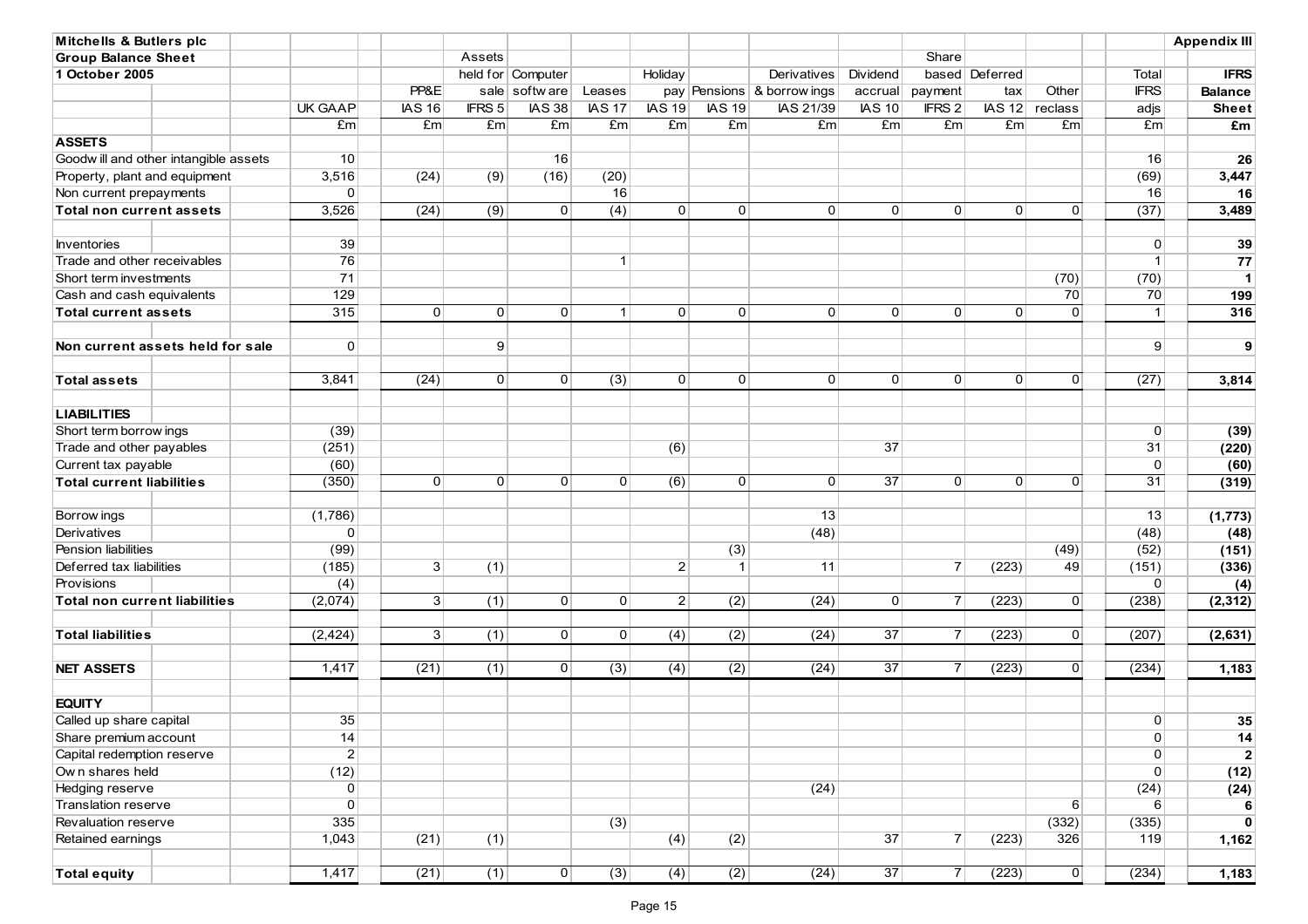**Appendix III**

| Mitchells & Butlers plc<br>Group Balance Sheet<br>1 October 2005 | UK GAAP | PP&E<br>IAS 16 | Assets held for sale<br>IFRS 5 | Computer software<br>IAS 38 | Leases<br>IAS 17 | Holiday pay<br>IAS 19 | Pensions<br>IAS 19 | Derivatives & borrowings<br>IAS 21/39 | Dividend accrual<br>IAS 10 | Share based payment<br>IFRS 2 | Deferred tax<br>IAS 12 | Other reclass | Total IFRS adjs | IFRS Balance Sheet |
|---|---|---|---|---|---|---|---|---|---|---|---|---|---|---|
| | £m | £m | £m | £m | £m | £m | £m | £m | £m | £m | £m | £m | £m | £m |
| **ASSETS** | | | | | | | | | | | | | | |
| Goodwill and other intangible assets | 10 | | | 16 | | | | | | | | | 16 | **26** |
| Property, plant and equipment | 3,516 | (24) | (9) | (16) | (20) | | | | | | | | (69) | **3,447** |
| Non current prepayments | 0 | | | | 16 | | | | | | | | 16 | **16** |
| **Total non current assets** | 3,526 | (24) | (9) | 0 | (4) | 0 | 0 | 0 | 0 | 0 | 0 | 0 | (37) | **3,489** |
| | | | | | | | | | | | | | | |
| Inventories | 39 | | | | | | | | | | | | 0 | **39** |
| Trade and other receivables | 76 | | | | 1 | | | | | | | | 1 | **77** |
| Short term investments | 71 | | | | | | | | | | | (70) | (70) | **1** |
| Cash and cash equivalents | 129 | | | | | | | | | | | 70 | 70 | **199** |
| **Total current assets** | 315 | 0 | 0 | 0 | 1 | 0 | 0 | 0 | 0 | 0 | 0 | 0 | 1 | **316** |
| | | | | | | | | | | | | | | |
| **Non current assets held for sale** | 0 | | 9 | | | | | | | | | | 9 | **9** |
| | | | | | | | | | | | | | | |
| **Total assets** | 3,841 | (24) | 0 | 0 | (3) | 0 | 0 | 0 | 0 | 0 | 0 | 0 | (27) | **3,814** |
| | | | | | | | | | | | | | | |
| **LIABILITIES** | | | | | | | | | | | | | | |
| Short term borrowings | (39) | | | | | | | | | | | | 0 | **(39)** |
| Trade and other payables | (251) | | | | | (6) | | | 37 | | | | 31 | **(220)** |
| Current tax payable | (60) | | | | | | | | | | | | 0 | **(60)** |
| **Total current liabilities** | (350) | 0 | 0 | 0 | 0 | (6) | 0 | 0 | 37 | 0 | 0 | 0 | 31 | **(319)** |
| | | | | | | | | | | | | | | |
| Borrowings | (1,786) | | | | | | | 13 | | | | | 13 | **(1,773)** |
| Derivatives | 0 | | | | | | | (48) | | | | | (48) | **(48)** |
| Pension liabilities | (99) | | | | | | (3) | | | | | (49) | (52) | **(151)** |
| Deferred tax liabilities | (185) | 3 | (1) | | | 2 | 1 | 11 | | 7 | (223) | 49 | (151) | **(336)** |
| Provisions | (4) | | | | | | | | | | | | 0 | **(4)** |
| **Total non current liabilities** | (2,074) | 3 | (1) | 0 | 0 | 2 | (2) | (24) | 0 | 7 | (223) | 0 | (238) | **(2,312)** |
| | | | | | | | | | | | | | | |
| **Total liabilities** | (2,424) | 3 | (1) | 0 | 0 | (4) | (2) | (24) | 37 | 7 | (223) | 0 | (207) | **(2,631)** |
| | | | | | | | | | | | | | | |
| **NET ASSETS** | 1,417 | (21) | (1) | 0 | (3) | (4) | (2) | (24) | 37 | 7 | (223) | 0 | (234) | **1,183** |
| | | | | | | | | | | | | | | |
| **EQUITY** | | | | | | | | | | | | | | |
| Called up share capital | 35 | | | | | | | | | | | | 0 | **35** |
| Share premium account | 14 | | | | | | | | | | | | 0 | **14** |
| Capital redemption reserve | 2 | | | | | | | | | | | | 0 | **2** |
| Own shares held | (12) | | | | | | | | | | | | 0 | **(12)** |
| Hedging reserve | 0 | | | | | | | (24) | | | | | (24) | **(24)** |
| Translation reserve | 0 | | | | | | | | | | | 6 | 6 | **6** |
| Revaluation reserve | 335 | | | | (3) | | | | | | | (332) | (335) | **0** |
| Retained earnings | 1,043 | (21) | (1) | | | (4) | (2) | | 37 | 7 | (223) | 326 | 119 | **1,162** |
| | | | | | | | | | | | | | | |
| **Total equity** | 1,417 | (21) | (1) | 0 | (3) | (4) | (2) | (24) | 37 | 7 | (223) | 0 | (234) | **1,183** |